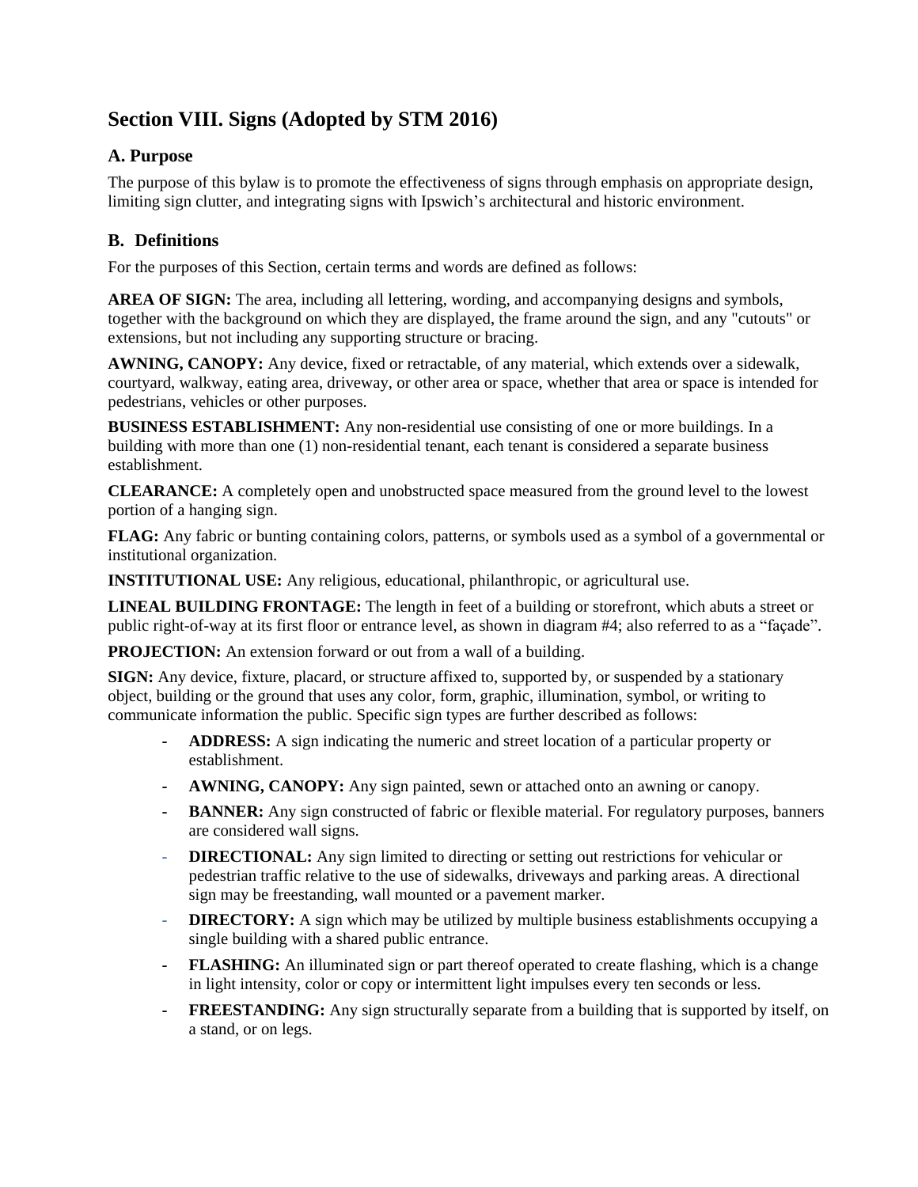## Section VIII. Signs (Adopted by STM 2016)

### A. Purpose

The purpose of this bylaw is to promote the effectiveness of signs through emphasis on appropriate design, limiting sign clutter, and integrating signs with Ipswich's architectural and historic environment.

### B. Definitions

For the purposes of this Section, certain terms and words are defined as follows:

**AREA OF SIGN:** The area, including all lettering, wording, and accompanying designs and symbols, together with the background on which they are displayed, the frame around the sign, and any "cutouts" or extensions, but not including any supporting structure or bracing.

**AWNING, CANOPY:** Any device, fixed or retractable, of any material, which extends over a sidewalk, courtyard, walkway, eating area, driveway, or other area or space, whether that area or space is intended for pedestrians, vehicles or other purposes.

**BUSINESS ESTABLISHMENT:** Any non-residential use consisting of one or more buildings. In a building with more than one (1) non-residential tenant, each tenant is considered a separate business establishment.

**CLEARANCE:** A completely open and unobstructed space measured from the ground level to the lowest portion of a hanging sign.

**FLAG:** Any fabric or bunting containing colors, patterns, or symbols used as a symbol of a governmental or institutional organization.

**INSTITUTIONAL USE:** Any religious, educational, philanthropic, or agricultural use.

**LINEAL BUILDING FRONTAGE:** The length in feet of a building or storefront, which abuts a street or public right-of-way at its first floor or entrance level, as shown in diagram #4; also referred to as a "façade".

**PROJECTION:** An extension forward or out from a wall of a building.

**SIGN:** Any device, fixture, placard, or structure affixed to, supported by, or suspended by a stationary object, building or the ground that uses any color, form, graphic, illumination, symbol, or writing to communicate information the public. Specific sign types are further described as follows:

- **ADDRESS:** A sign indicating the numeric and street location of a particular property or establishment.
- **AWNING, CANOPY:** Any sign painted, sewn or attached onto an awning or canopy.
- **BANNER:** Any sign constructed of fabric or flexible material. For regulatory purposes, banners are considered wall signs.
- **DIRECTIONAL:** Any sign limited to directing or setting out restrictions for vehicular or pedestrian traffic relative to the use of sidewalks, driveways and parking areas. A directional sign may be freestanding, wall mounted or a pavement marker.
- **DIRECTORY:** A sign which may be utilized by multiple business establishments occupying a single building with a shared public entrance.
- **FLASHING:** An illuminated sign or part thereof operated to create flashing, which is a change in light intensity, color or copy or intermittent light impulses every ten seconds or less.
- **FREESTANDING:** Any sign structurally separate from a building that is supported by itself, on a stand, or on legs.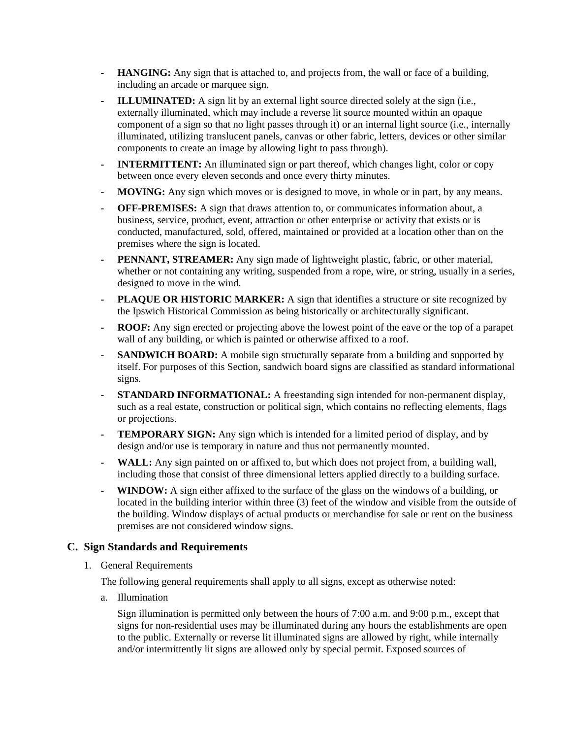- **HANGING:** Any sign that is attached to, and projects from, the wall or face of a building, including an arcade or marquee sign.
- **ILLUMINATED:** A sign lit by an external light source directed solely at the sign (i.e., externally illuminated, which may include a reverse lit source mounted within an opaque component of a sign so that no light passes through it) or an internal light source (i.e., internally illuminated, utilizing translucent panels, canvas or other fabric, letters, devices or other similar components to create an image by allowing light to pass through).
- **INTERMITTENT:** An illuminated sign or part thereof, which changes light, color or copy between once every eleven seconds and once every thirty minutes.
- **MOVING:** Any sign which moves or is designed to move, in whole or in part, by any means.
- **OFF-PREMISES:** A sign that draws attention to, or communicates information about, a business, service, product, event, attraction or other enterprise or activity that exists or is conducted, manufactured, sold, offered, maintained or provided at a location other than on the premises where the sign is located.
- **PENNANT, STREAMER:** Any sign made of lightweight plastic, fabric, or other material, whether or not containing any writing, suspended from a rope, wire, or string, usually in a series, designed to move in the wind.
- **PLAQUE OR HISTORIC MARKER:** A sign that identifies a structure or site recognized by the Ipswich Historical Commission as being historically or architecturally significant.
- **ROOF:** Any sign erected or projecting above the lowest point of the eave or the top of a parapet wall of any building, or which is painted or otherwise affixed to a roof.
- **SANDWICH BOARD:** A mobile sign structurally separate from a building and supported by itself. For purposes of this Section, sandwich board signs are classified as standard informational signs.
- **STANDARD INFORMATIONAL:** A freestanding sign intended for non-permanent display, such as a real estate, construction or political sign, which contains no reflecting elements, flags or projections.
- **TEMPORARY SIGN:** Any sign which is intended for a limited period of display, and by design and/or use is temporary in nature and thus not permanently mounted.
- **WALL:** Any sign painted on or affixed to, but which does not project from, a building wall, including those that consist of three dimensional letters applied directly to a building surface.
- **WINDOW:** A sign either affixed to the surface of the glass on the windows of a building, or located in the building interior within three (3) feet of the window and visible from the outside of the building. Window displays of actual products or merchandise for sale or rent on the business premises are not considered window signs.

## C. Sign Standards and Requirements

1. General Requirements

   The following general requirements shall apply to all signs, except as otherwise noted:

   a. Illumination

      Sign illumination is permitted only between the hours of 7:00 a.m. and 9:00 p.m., except that signs for non-residential uses may be illuminated during any hours the establishments are open to the public. Externally or reverse lit illuminated signs are allowed by right, while internally and/or intermittently lit signs are allowed only by special permit. Exposed sources of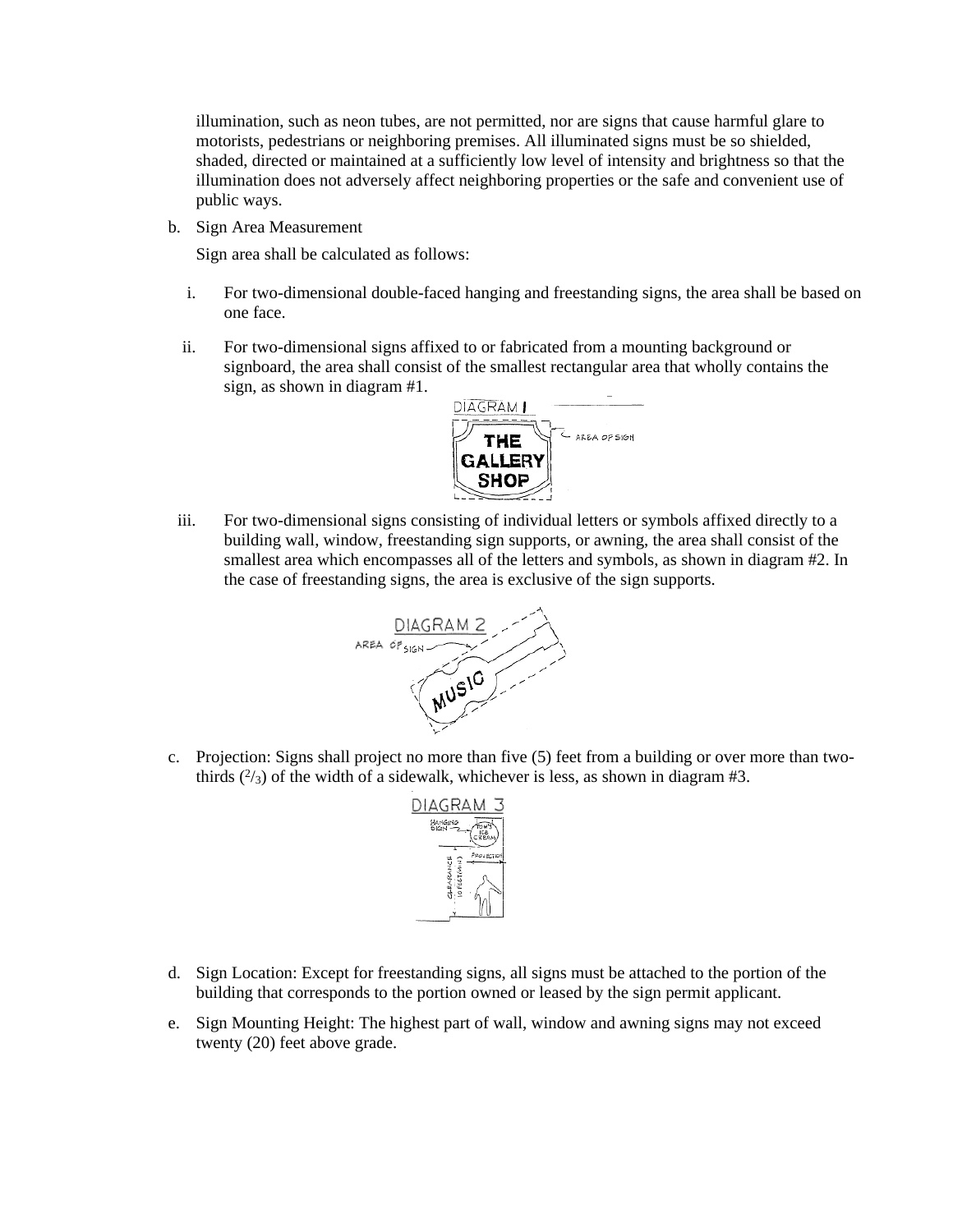illumination, such as neon tubes, are not permitted, nor are signs that cause harmful glare to motorists, pedestrians or neighboring premises. All illuminated signs must be so shielded, shaded, directed or maintained at a sufficiently low level of intensity and brightness so that the illumination does not adversely affect neighboring properties or the safe and convenient use of public ways.

b. Sign Area Measurement

   Sign area shall be calculated as follows:

   i. For two-dimensional double-faced hanging and freestanding signs, the area shall be based on one face.

   ii. For two-dimensional signs affixed to or fabricated from a mounting background or signboard, the area shall consist of the smallest rectangular area that wholly contains the sign, as shown in diagram #1.

   iii. For two-dimensional signs consisting of individual letters or symbols affixed directly to a building wall, window, freestanding sign supports, or awning, the area shall consist of the smallest area which encompasses all of the letters and symbols, as shown in diagram #2. In the case of freestanding signs, the area is exclusive of the sign supports.

c. Projection: Signs shall project no more than five (5) feet from a building or over more than two-thirds ($^2/_3$) of the width of a sidewalk, whichever is less, as shown in diagram #3.

d. Sign Location: Except for freestanding signs, all signs must be attached to the portion of the building that corresponds to the portion owned or leased by the sign permit applicant.

e. Sign Mounting Height: The highest part of wall, window and awning signs may not exceed twenty (20) feet above grade.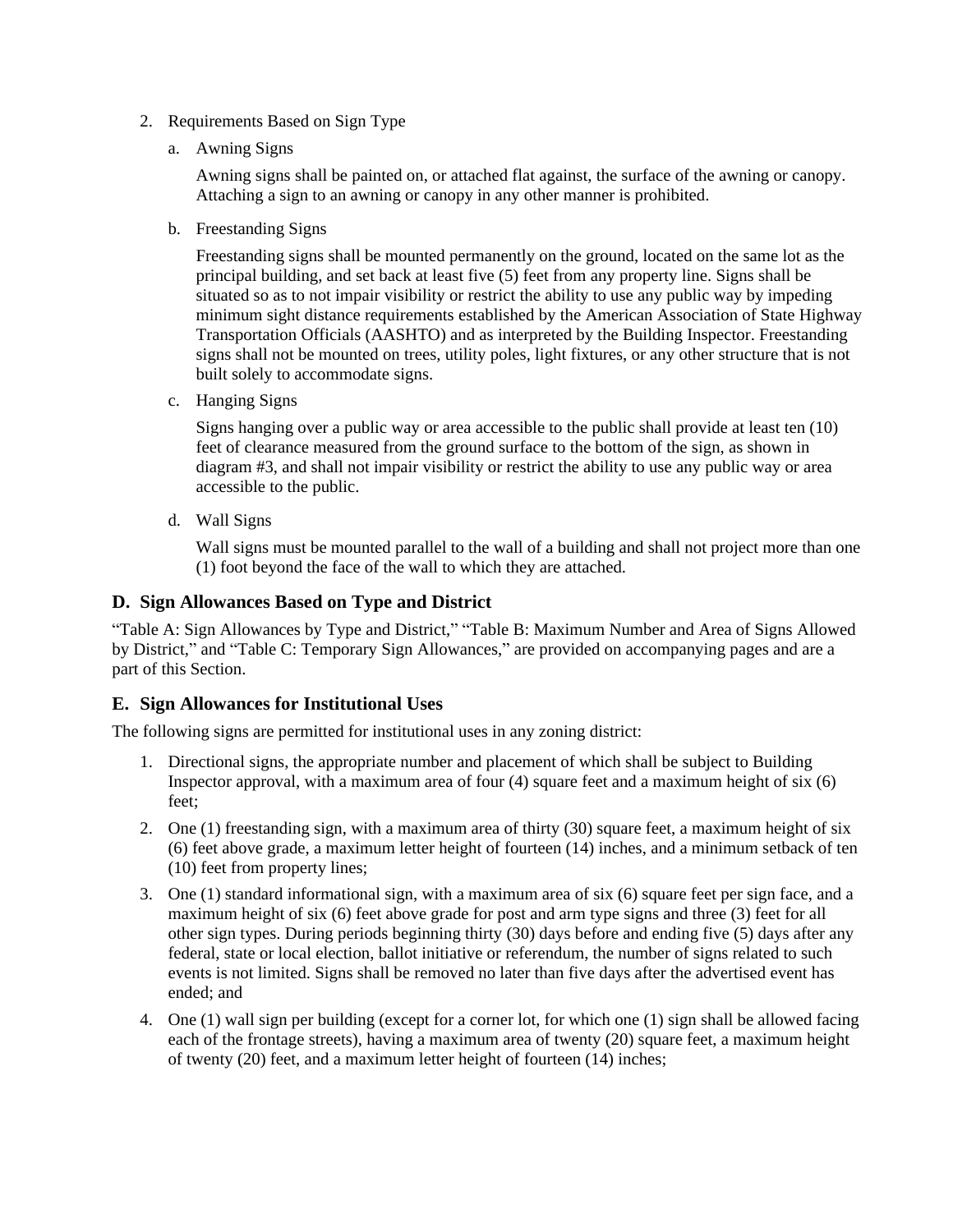2. Requirements Based on Sign Type

   a. Awning Signs

      Awning signs shall be painted on, or attached flat against, the surface of the awning or canopy. Attaching a sign to an awning or canopy in any other manner is prohibited.

   b. Freestanding Signs

      Freestanding signs shall be mounted permanently on the ground, located on the same lot as the principal building, and set back at least five (5) feet from any property line. Signs shall be situated so as to not impair visibility or restrict the ability to use any public way by impeding minimum sight distance requirements established by the American Association of State Highway Transportation Officials (AASHTO) and as interpreted by the Building Inspector. Freestanding signs shall not be mounted on trees, utility poles, light fixtures, or any other structure that is not built solely to accommodate signs.

   c. Hanging Signs

      Signs hanging over a public way or area accessible to the public shall provide at least ten (10) feet of clearance measured from the ground surface to the bottom of the sign, as shown in diagram #3, and shall not impair visibility or restrict the ability to use any public way or area accessible to the public.

   d. Wall Signs

      Wall signs must be mounted parallel to the wall of a building and shall not project more than one (1) foot beyond the face of the wall to which they are attached.

### D. Sign Allowances Based on Type and District

"Table A: Sign Allowances by Type and District," "Table B: Maximum Number and Area of Signs Allowed by District," and "Table C: Temporary Sign Allowances," are provided on accompanying pages and are a part of this Section.

### E. Sign Allowances for Institutional Uses

The following signs are permitted for institutional uses in any zoning district:

1. Directional signs, the appropriate number and placement of which shall be subject to Building Inspector approval, with a maximum area of four (4) square feet and a maximum height of six (6) feet;
2. One (1) freestanding sign, with a maximum area of thirty (30) square feet, a maximum height of six (6) feet above grade, a maximum letter height of fourteen (14) inches, and a minimum setback of ten (10) feet from property lines;
3. One (1) standard informational sign, with a maximum area of six (6) square feet per sign face, and a maximum height of six (6) feet above grade for post and arm type signs and three (3) feet for all other sign types. During periods beginning thirty (30) days before and ending five (5) days after any federal, state or local election, ballot initiative or referendum, the number of signs related to such events is not limited. Signs shall be removed no later than five days after the advertised event has ended; and
4. One (1) wall sign per building (except for a corner lot, for which one (1) sign shall be allowed facing each of the frontage streets), having a maximum area of twenty (20) square feet, a maximum height of twenty (20) feet, and a maximum letter height of fourteen (14) inches;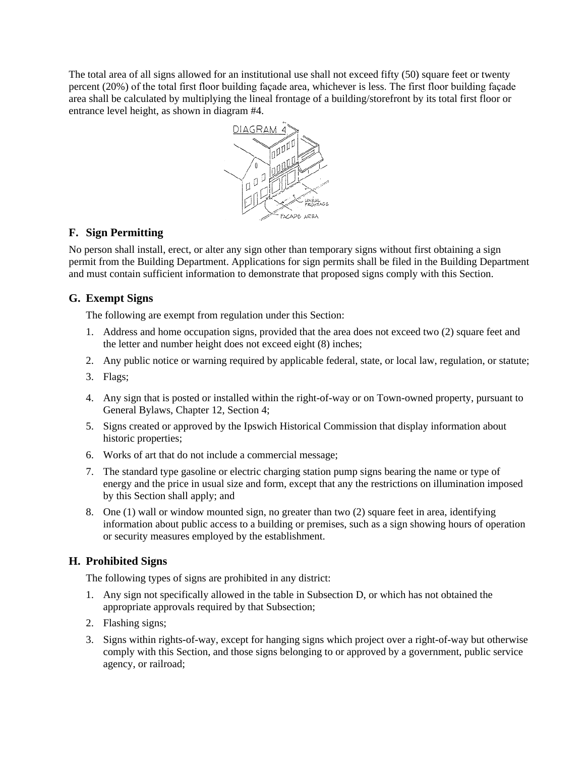The total area of all signs allowed for an institutional use shall not exceed fifty (50) square feet or twenty percent (20%) of the total first floor building façade area, whichever is less. The first floor building façade area shall be calculated by multiplying the lineal frontage of a building/storefront by its total first floor or entrance level height, as shown in diagram #4.

## F. Sign Permitting

No person shall install, erect, or alter any sign other than temporary signs without first obtaining a sign permit from the Building Department. Applications for sign permits shall be filed in the Building Department and must contain sufficient information to demonstrate that proposed signs comply with this Section.

## G. Exempt Signs

The following are exempt from regulation under this Section:

1. Address and home occupation signs, provided that the area does not exceed two (2) square feet and the letter and number height does not exceed eight (8) inches;
2. Any public notice or warning required by applicable federal, state, or local law, regulation, or statute;
3. Flags;
4. Any sign that is posted or installed within the right-of-way or on Town-owned property, pursuant to General Bylaws, Chapter 12, Section 4;
5. Signs created or approved by the Ipswich Historical Commission that display information about historic properties;
6. Works of art that do not include a commercial message;
7. The standard type gasoline or electric charging station pump signs bearing the name or type of energy and the price in usual size and form, except that any the restrictions on illumination imposed by this Section shall apply; and
8. One (1) wall or window mounted sign, no greater than two (2) square feet in area, identifying information about public access to a building or premises, such as a sign showing hours of operation or security measures employed by the establishment.

## H. Prohibited Signs

The following types of signs are prohibited in any district:

1. Any sign not specifically allowed in the table in Subsection D, or which has not obtained the appropriate approvals required by that Subsection;
2. Flashing signs;
3. Signs within rights-of-way, except for hanging signs which project over a right-of-way but otherwise comply with this Section, and those signs belonging to or approved by a government, public service agency, or railroad;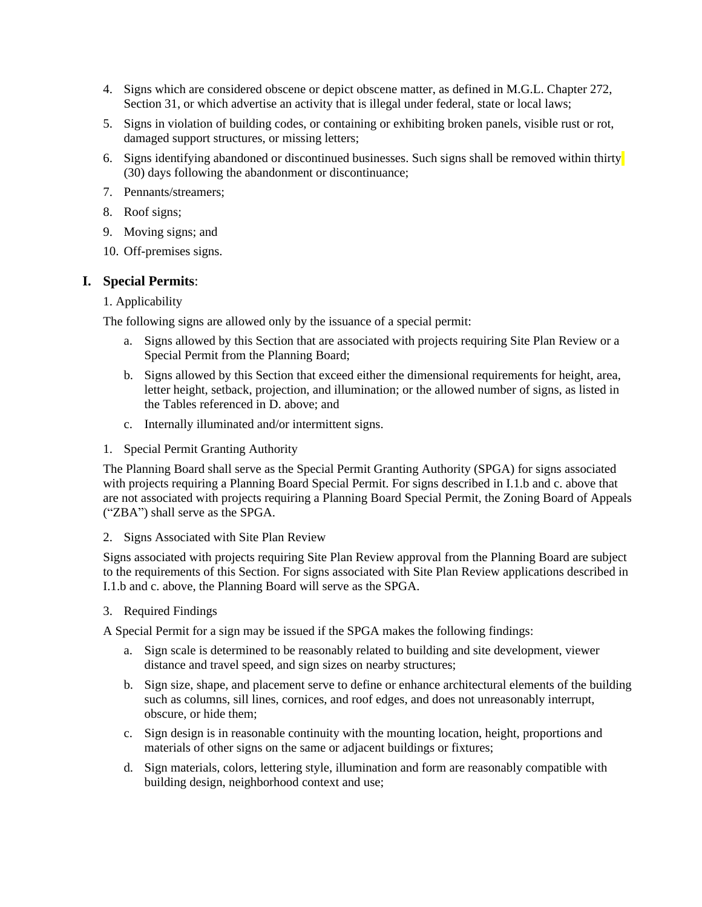4. Signs which are considered obscene or depict obscene matter, as defined in M.G.L. Chapter 272, Section 31, or which advertise an activity that is illegal under federal, state or local laws;
5. Signs in violation of building codes, or containing or exhibiting broken panels, visible rust or rot, damaged support structures, or missing letters;
6. Signs identifying abandoned or discontinued businesses. Such signs shall be removed within thirty (30) days following the abandonment or discontinuance;
7. Pennants/streamers;
8. Roof signs;
9. Moving signs; and
10. Off-premises signs.

## I. Special Permits:

1. Applicability

The following signs are allowed only by the issuance of a special permit:

a. Signs allowed by this Section that are associated with projects requiring Site Plan Review or a Special Permit from the Planning Board;
b. Signs allowed by this Section that exceed either the dimensional requirements for height, area, letter height, setback, projection, and illumination; or the allowed number of signs, as listed in the Tables referenced in D. above; and
c. Internally illuminated and/or intermittent signs.

1. Special Permit Granting Authority

The Planning Board shall serve as the Special Permit Granting Authority (SPGA) for signs associated with projects requiring a Planning Board Special Permit. For signs described in I.1.b and c. above that are not associated with projects requiring a Planning Board Special Permit, the Zoning Board of Appeals ("ZBA") shall serve as the SPGA.

2. Signs Associated with Site Plan Review

Signs associated with projects requiring Site Plan Review approval from the Planning Board are subject to the requirements of this Section. For signs associated with Site Plan Review applications described in I.1.b and c. above, the Planning Board will serve as the SPGA.

3. Required Findings

A Special Permit for a sign may be issued if the SPGA makes the following findings:

a. Sign scale is determined to be reasonably related to building and site development, viewer distance and travel speed, and sign sizes on nearby structures;
b. Sign size, shape, and placement serve to define or enhance architectural elements of the building such as columns, sill lines, cornices, and roof edges, and does not unreasonably interrupt, obscure, or hide them;
c. Sign design is in reasonable continuity with the mounting location, height, proportions and materials of other signs on the same or adjacent buildings or fixtures;
d. Sign materials, colors, lettering style, illumination and form are reasonably compatible with building design, neighborhood context and use;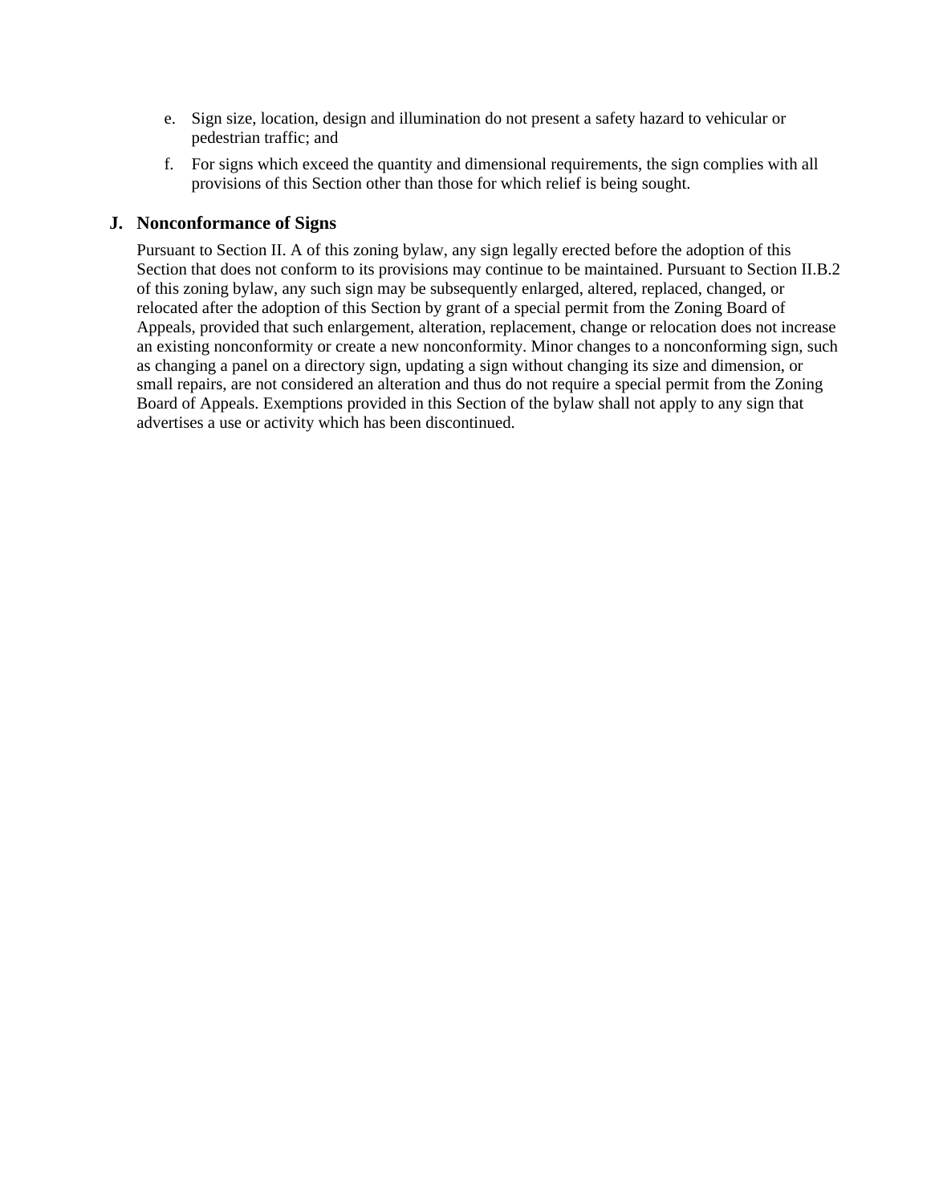e. Sign size, location, design and illumination do not present a safety hazard to vehicular or pedestrian traffic; and

f. For signs which exceed the quantity and dimensional requirements, the sign complies with all provisions of this Section other than those for which relief is being sought.

## J. Nonconformance of Signs

Pursuant to Section II. A of this zoning bylaw, any sign legally erected before the adoption of this Section that does not conform to its provisions may continue to be maintained. Pursuant to Section II.B.2 of this zoning bylaw, any such sign may be subsequently enlarged, altered, replaced, changed, or relocated after the adoption of this Section by grant of a special permit from the Zoning Board of Appeals, provided that such enlargement, alteration, replacement, change or relocation does not increase an existing nonconformity or create a new nonconformity. Minor changes to a nonconforming sign, such as changing a panel on a directory sign, updating a sign without changing its size and dimension, or small repairs, are not considered an alteration and thus do not require a special permit from the Zoning Board of Appeals. Exemptions provided in this Section of the bylaw shall not apply to any sign that advertises a use or activity which has been discontinued.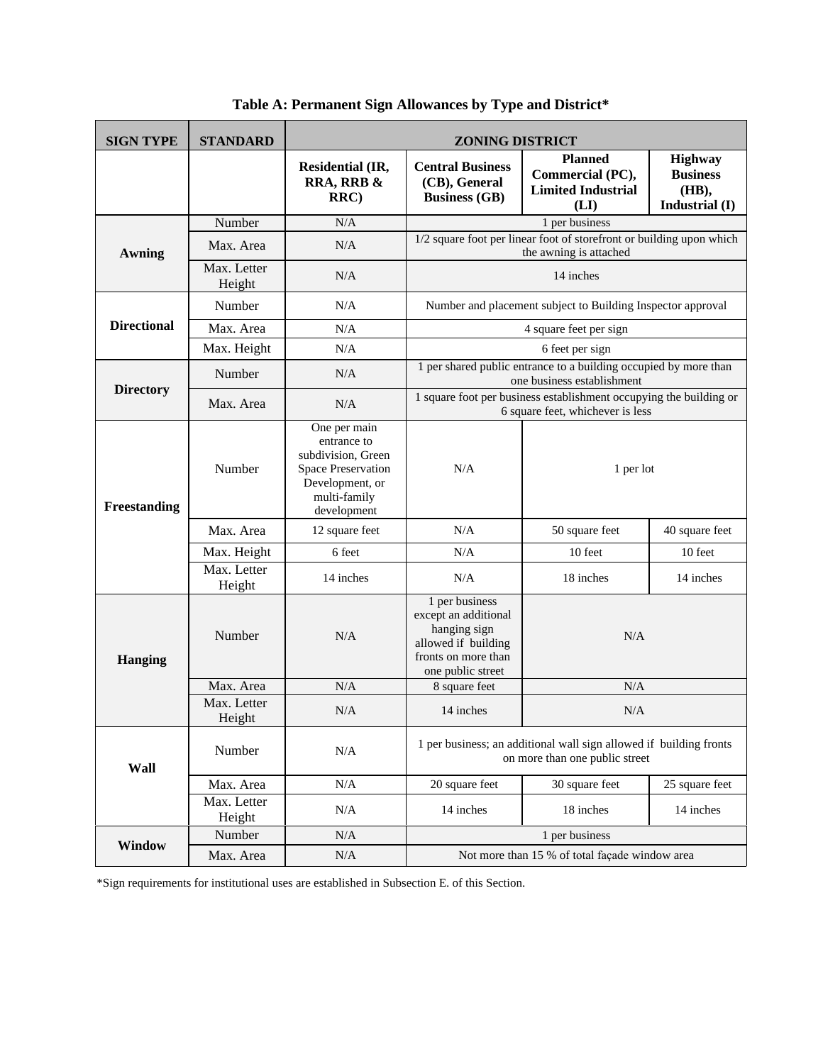**Table A: Permanent Sign Allowances by Type and District***

| SIGN TYPE | STANDARD | ZONING DISTRICT | | | |
|---|---|---|---|---|---|
| | | **Residential (IR, RRA, RRB & RRC)** | **Central Business (CB), General Business (GB)** | **Planned Commercial (PC), Limited Industrial (LI)** | **Highway Business (HB), Industrial (I)** |
| **Awning** | Number | N/A | 1 per business | | |
| | Max. Area | N/A | 1/2 square foot per linear foot of storefront or building upon which the awning is attached | | |
| | Max. Letter Height | N/A | 14 inches | | |
| **Directional** | Number | N/A | Number and placement subject to Building Inspector approval | | |
| | Max. Area | N/A | 4 square feet per sign | | |
| | Max. Height | N/A | 6 feet per sign | | |
| **Directory** | Number | N/A | 1 per shared public entrance to a building occupied by more than one business establishment | | |
| | Max. Area | N/A | 1 square foot per business establishment occupying the building or 6 square feet, whichever is less | | |
| **Freestanding** | Number | One per main entrance to subdivision, Green Space Preservation Development, or multi-family development | N/A | 1 per lot | |
| | Max. Area | 12 square feet | N/A | 50 square feet | 40 square feet |
| | Max. Height | 6 feet | N/A | 10 feet | 10 feet |
| | Max. Letter Height | 14 inches | N/A | 18 inches | 14 inches |
| **Hanging** | Number | N/A | 1 per business except an additional hanging sign allowed if building fronts on more than one public street | N/A | |
| | Max. Area | N/A | 8 square feet | N/A | |
| | Max. Letter Height | N/A | 14 inches | N/A | |
| **Wall** | Number | N/A | 1 per business; an additional wall sign allowed if building fronts on more than one public street | | |
| | Max. Area | N/A | 20 square feet | 30 square feet | 25 square feet |
| | Max. Letter Height | N/A | 14 inches | 18 inches | 14 inches |
| **Window** | Number | N/A | 1 per business | | |
| | Max. Area | N/A | Not more than 15 % of total façade window area | | |

*Sign requirements for institutional uses are established in Subsection E. of this Section.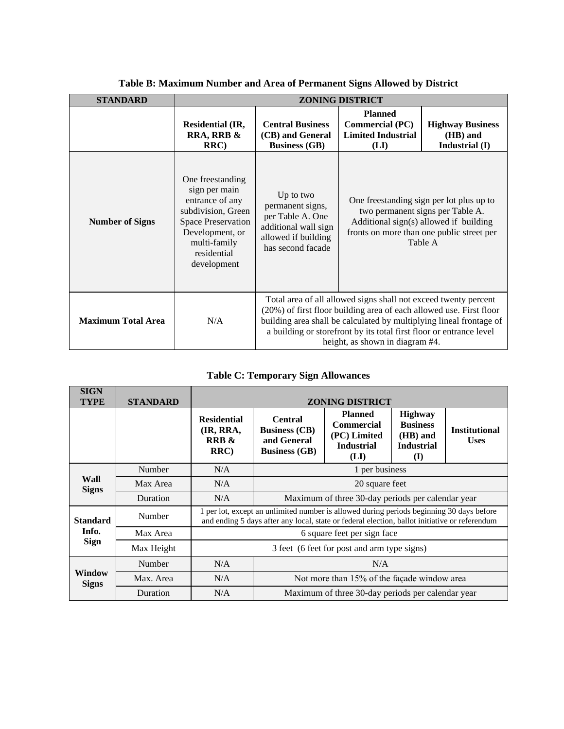**Table B: Maximum Number and Area of Permanent Signs Allowed by District**

| STANDARD | ZONING DISTRICT | | | |
|---|---|---|---|---|
| | **Residential (IR, RRA, RRB & RRC)** | **Central Business (CB) and General Business (GB)** | **Planned Commercial (PC) Limited Industrial (LI)** | **Highway Business (HB) and Industrial (I)** |
| **Number of Signs** | One freestanding sign per main entrance of any subdivision, Green Space Preservation Development, or multi-family residential development | Up to two permanent signs, per Table A. One additional wall sign allowed if building has second facade | One freestanding sign per lot plus up to two permanent signs per Table A. Additional sign(s) allowed if building fronts on more than one public street per Table A | |
| **Maximum Total Area** | N/A | Total area of all allowed signs shall not exceed twenty percent (20%) of first floor building area of each allowed use. First floor building area shall be calculated by multiplying lineal frontage of a building or storefront by its total first floor or entrance level height, as shown in diagram #4. | | |

**Table C: Temporary Sign Allowances**

| SIGN TYPE | STANDARD | ZONING DISTRICT | | | | |
|---|---|---|---|---|---|---|
| | | **Residential (IR, RRA, RRB & RRC)** | **Central Business (CB) and General Business (GB)** | **Planned Commercial (PC) Limited Industrial (LI)** | **Highway Business (HB) and Industrial (I)** | **Institutional Uses** |
| **Wall Signs** | Number | N/A | 1 per business | | | |
| | Max Area | N/A | 20 square feet | | | |
| | Duration | N/A | Maximum of three 30-day periods per calendar year | | | |
| **Standard Info. Sign** | Number | 1 per lot, except an unlimited number is allowed during periods beginning 30 days before and ending 5 days after any local, state or federal election, ballot initiative or referendum | | | | |
| | Max Area | 6 square feet per sign face | | | | |
| | Max Height | 3 feet (6 feet for post and arm type signs) | | | | |
| **Window Signs** | Number | N/A | N/A | | | |
| | Max. Area | N/A | Not more than 15% of the façade window area | | | |
| | Duration | N/A | Maximum of three 30-day periods per calendar year | | | |